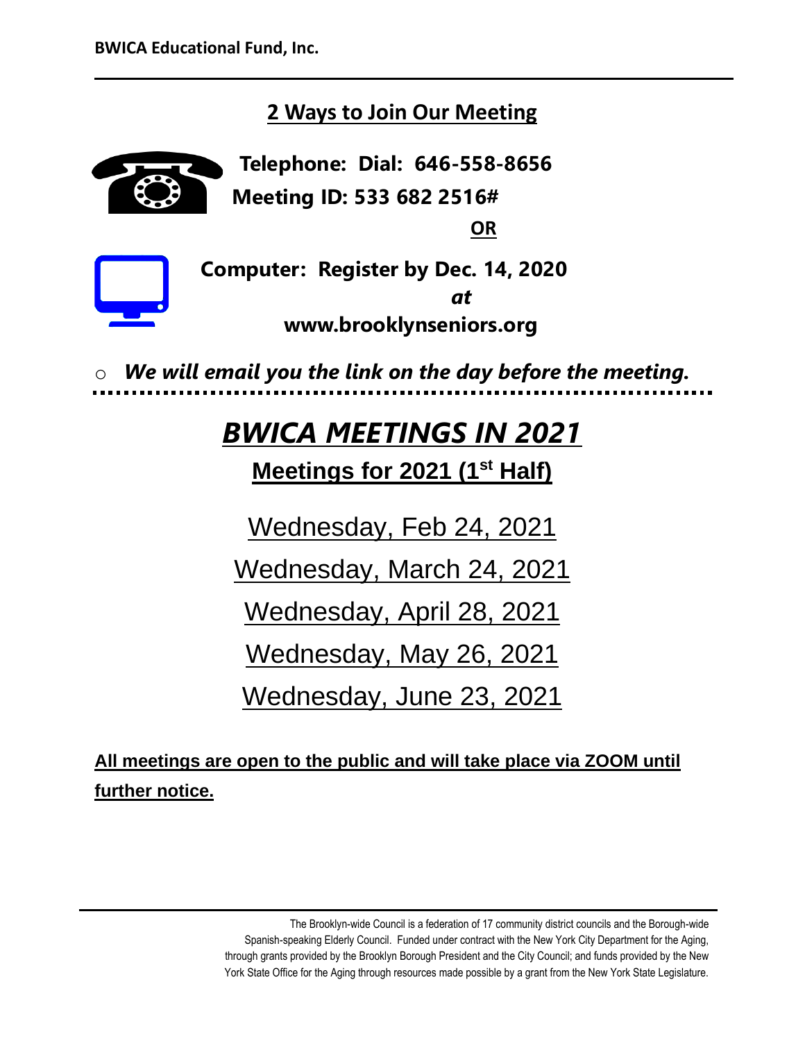**BWICA Educational Fund, Inc.**

## 2 Ways to Join Our Meeting

**Telephone: Dial: 646-558-8656**

**Meeting ID: 533 682 2516#**

**OR**

**Computer: Register by Dec. 14, 2020**

***at***

**www.brooklynseniors.org**

- ***We will email you the link on the day before the meeting.***

# *BWICA MEETINGS IN 2021*

## Meetings for 2021 (1st Half)

Wednesday, Feb 24, 2021

Wednesday, March 24, 2021

Wednesday, April 28, 2021

Wednesday, May 26, 2021

Wednesday, June 23, 2021

**All meetings are open to the public and will take place via ZOOM until further notice.**

The Brooklyn-wide Council is a federation of 17 community district councils and the Borough-wide Spanish-speaking Elderly Council. Funded under contract with the New York City Department for the Aging, through grants provided by the Brooklyn Borough President and the City Council; and funds provided by the New York State Office for the Aging through resources made possible by a grant from the New York State Legislature.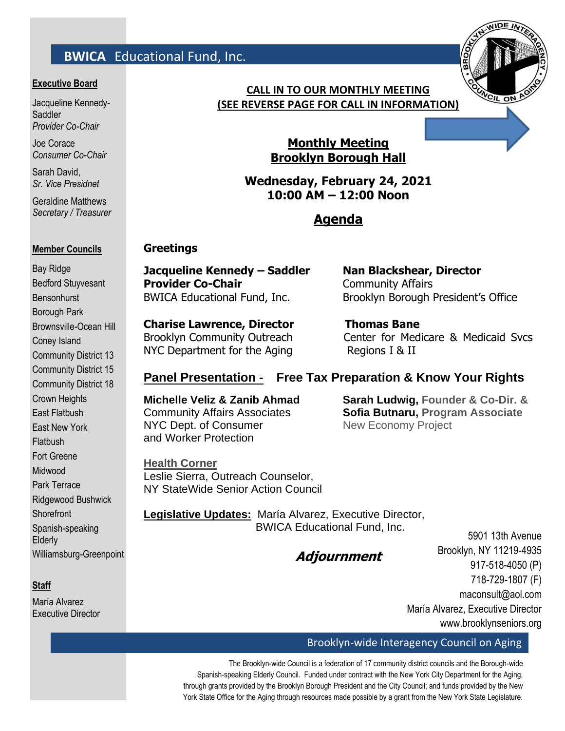# BWICA Educational Fund, Inc.

**CALL IN TO OUR MONTHLY MEETING**
**(SEE REVERSE PAGE FOR CALL IN INFORMATION)**

## Monthly Meeting
## Brooklyn Borough Hall

**Wednesday, February 24, 2021**
**10:00 AM – 12:00 Noon**

## Agenda

### Greetings

**Jacqueline Kennedy – Saddler**
**Provider Co-Chair**
BWICA Educational Fund, Inc.

**Nan Blackshear, Director**
Community Affairs
Brooklyn Borough President's Office

**Charise Lawrence, Director**
Brooklyn Community Outreach
NYC Department for the Aging

**Thomas Bane**
Center for Medicare & Medicaid Svcs
Regions I & II

### Panel Presentation - Free Tax Preparation & Know Your Rights

**Michelle Veliz & Zanib Ahmad**
Community Affairs Associates
NYC Dept. of Consumer
and Worker Protection

**Sarah Ludwig, Founder & Co-Dir. &**
**Sofia Butnaru, Program Associate**
New Economy Project

**Health Corner**
Leslie Sierra, Outreach Counselor,
NY StateWide Senior Action Council

**Legislative Updates:** María Alvarez, Executive Director,
BWICA Educational Fund, Inc.

***Adjournment***

5901 13th Avenue
Brooklyn, NY 11219-4935
917-518-4050 (P)
718-729-1807 (F)
maconsult@aol.com
María Alvarez, Executive Director
www.brooklynseniors.org

**Executive Board**

Jacqueline Kennedy-Saddler
*Provider Co-Chair*

Joe Corace
*Consumer Co-Chair*

Sarah David,
*Sr. Vice Presidnet*

Geraldine Matthews
*Secretary / Treasurer*

**Member Councils**

- Bay Ridge
- Bedford Stuyvesant
- Bensonhurst
- Borough Park
- Brownsville-Ocean Hill
- Coney Island
- Community District 13
- Community District 15
- Community District 18
- Crown Heights
- East Flatbush
- East New York
- Flatbush
- Fort Greene
- Midwood
- Park Terrace
- Ridgewood Bushwick
- Shorefront
- Spanish-speaking Elderly
- Williamsburg-Greenpoint

**Staff**

María Alvarez
Executive Director

Brooklyn-wide Interagency Council on Aging

The Brooklyn-wide Council is a federation of 17 community district councils and the Borough-wide Spanish-speaking Elderly Council. Funded under contract with the New York City Department for the Aging, through grants provided by the Brooklyn Borough President and the City Council; and funds provided by the New York State Office for the Aging through resources made possible by a grant from the New York State Legislature.